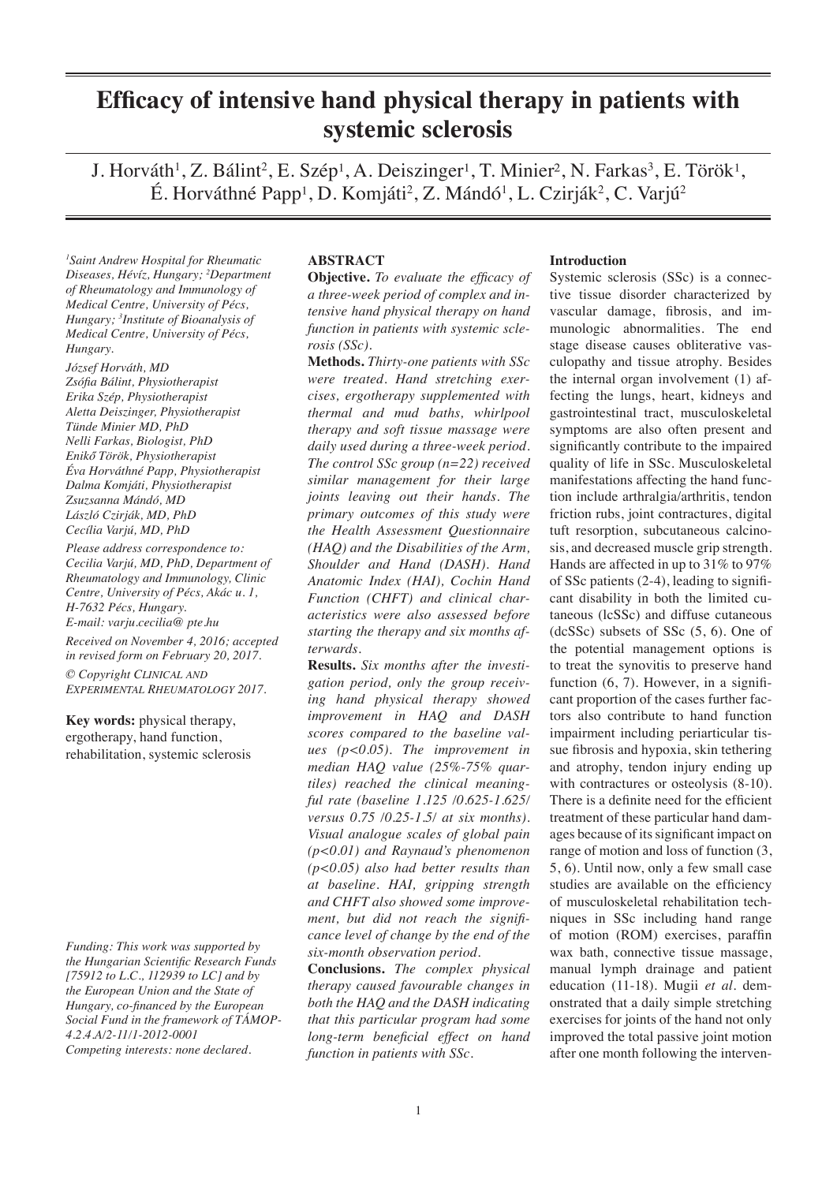# Efficacy of intensive hand physical therapy in patients with systemic sclerosis

J. Horváth[1], Z. Bálint[2], E. Szép[1], A. Deiszinger[1], T. Minier[2], N. Farkas[3], E. Török[1], É. Horváthné Papp[1], D. Komjáti[2], Z. Mándó[1], L. Czirják[2], C. Varjú[2]

*[1]Saint Andrew Hospital for Rheumatic Diseases, Hévíz, Hungary; [2]Department of Rheumatology and Immunology of Medical Centre, University of Pécs, Hungary; [3]Institute of Bioanalysis of Medical Centre, University of Pécs, Hungary.*

*József Horváth, MD*
*Zsófia Bálint, Physiotherapist*
*Erika Szép, Physiotherapist*
*Aletta Deiszinger, Physiotherapist*
*Tünde Minier MD, PhD*
*Nelli Farkas, Biologist, PhD*
*Enikő Török, Physiotherapist*
*Éva Horváthné Papp, Physiotherapist*
*Dalma Komjáti, Physiotherapist*
*Zsuzsanna Mándó, MD*
*László Czirják, MD, PhD*
*Cecília Varjú, MD, PhD*

*Please address correspondence to: Cecilia Varjú, MD, PhD, Department of Rheumatology and Immunology, Clinic Centre, University of Pécs, Akác u. 1, H-7632 Pécs, Hungary.*
*E-mail: varju.cecilia@ pte.hu*

*Received on November 4, 2016; accepted in revised form on February 20, 2017.*

*© Copyright Clinical and Experimental Rheumatology 2017.*

**Key words:** physical therapy, ergotherapy, hand function, rehabilitation, systemic sclerosis

*Funding: This work was supported by the Hungarian Scientific Research Funds [75912 to L.C., 112939 to LC] and by the European Union and the State of Hungary, co-financed by the European Social Fund in the framework of TÁMOP-4.2.4.A/2-11/1-2012-0001*
*Competing interests: none declared.*

## ABSTRACT

**Objective.** *To evaluate the efficacy of a three-week period of complex and intensive hand physical therapy on hand function in patients with systemic sclerosis (SSc).*

**Methods.** *Thirty-one patients with SSc were treated. Hand stretching exercises, ergotherapy supplemented with thermal and mud baths, whirlpool therapy and soft tissue massage were daily used during a three-week period. The control SSc group (n=22) received similar management for their large joints leaving out their hands. The primary outcomes of this study were the Health Assessment Questionnaire (HAQ) and the Disabilities of the Arm, Shoulder and Hand (DASH). Hand Anatomic Index (HAI), Cochin Hand Function (CHFT) and clinical characteristics were also assessed before starting the therapy and six months afterwards.*

**Results.** *Six months after the investigation period, only the group receiving hand physical therapy showed improvement in HAQ and DASH scores compared to the baseline values ($p<0.05$). The improvement in median HAQ value (25%-75% quartiles) reached the clinical meaningful rate (baseline 1.125 /0.625-1.625/ versus 0.75 /0.25-1.5/ at six months). Visual analogue scales of global pain ($p<0.01$) and Raynaud's phenomenon ($p<0.05$) also had better results than at baseline. HAI, gripping strength and CHFT also showed some improvement, but did not reach the significance level of change by the end of the six-month observation period.*

**Conclusions.** *The complex physical therapy caused favourable changes in both the HAQ and the DASH indicating that this particular program had some long-term beneficial effect on hand function in patients with SSc.*

## Introduction

Systemic sclerosis (SSc) is a connective tissue disorder characterized by vascular damage, fibrosis, and immunologic abnormalities. The end stage disease causes obliterative vasculopathy and tissue atrophy. Besides the internal organ involvement (1) affecting the lungs, heart, kidneys and gastrointestinal tract, musculoskeletal symptoms are also often present and significantly contribute to the impaired quality of life in SSc. Musculoskeletal manifestations affecting the hand function include arthralgia/arthritis, tendon friction rubs, joint contractures, digital tuft resorption, subcutaneous calcinosis, and decreased muscle grip strength. Hands are affected in up to 31% to 97% of SSc patients (2-4), leading to significant disability in both the limited cutaneous (lcSSc) and diffuse cutaneous (dcSSc) subsets of SSc (5, 6). One of the potential management options is to treat the synovitis to preserve hand function (6, 7). However, in a significant proportion of the cases further factors also contribute to hand function impairment including periarticular tissue fibrosis and hypoxia, skin tethering and atrophy, tendon injury ending up with contractures or osteolysis (8-10). There is a definite need for the efficient treatment of these particular hand damages because of its significant impact on range of motion and loss of function (3, 5, 6). Until now, only a few small case studies are available on the efficiency of musculoskeletal rehabilitation techniques in SSc including hand range of motion (ROM) exercises, paraffin wax bath, connective tissue massage, manual lymph drainage and patient education (11-18). Mugii *et al.* demonstrated that a daily simple stretching exercises for joints of the hand not only improved the total passive joint motion after one month following the interven-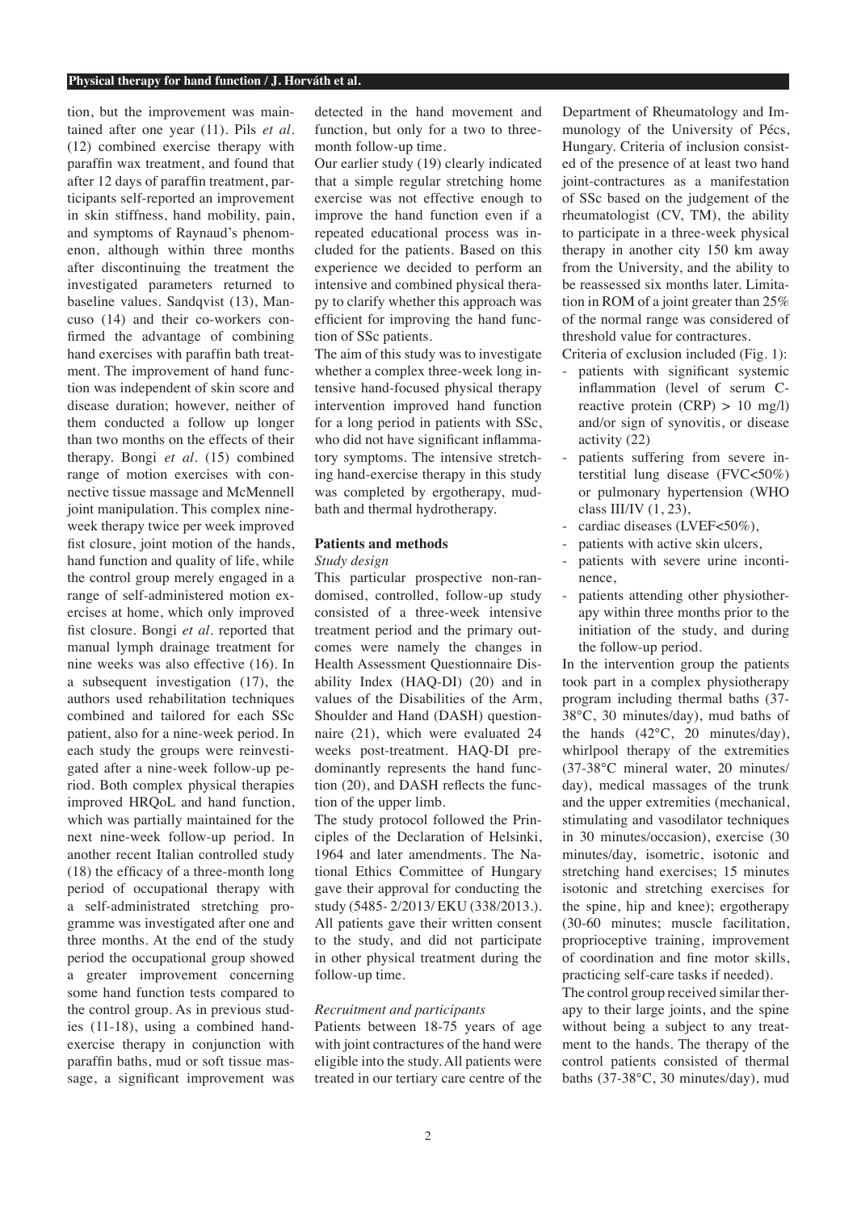tion, but the improvement was maintained after one year (11). Pils *et al.* (12) combined exercise therapy with paraffin wax treatment, and found that after 12 days of paraffin treatment, participants self-reported an improvement in skin stiffness, hand mobility, pain, and symptoms of Raynaud's phenomenon, although within three months after discontinuing the treatment the investigated parameters returned to baseline values. Sandqvist (13), Mancuso (14) and their co-workers confirmed the advantage of combining hand exercises with paraffin bath treatment. The improvement of hand function was independent of skin score and disease duration; however, neither of them conducted a follow up longer than two months on the effects of their therapy. Bongi *et al.* (15) combined range of motion exercises with connective tissue massage and McMennell joint manipulation. This complex nine-week therapy twice per week improved fist closure, joint motion of the hands, hand function and quality of life, while the control group merely engaged in a range of self-administered motion exercises at home, which only improved fist closure. Bongi *et al.* reported that manual lymph drainage treatment for nine weeks was also effective (16). In a subsequent investigation (17), the authors used rehabilitation techniques combined and tailored for each SSc patient, also for a nine-week period. In each study the groups were reinvestigated after a nine-week follow-up period. Both complex physical therapies improved HRQoL and hand function, which was partially maintained for the next nine-week follow-up period. In another recent Italian controlled study (18) the efficacy of a three-month long period of occupational therapy with a self-administrated stretching programme was investigated after one and three months. At the end of the study period the occupational group showed a greater improvement concerning some hand function tests compared to the control group. As in previous studies (11-18), using a combined hand-exercise therapy in conjunction with paraffin baths, mud or soft tissue massage, a significant improvement was detected in the hand movement and function, but only for a two to three-month follow-up time.

Our earlier study (19) clearly indicated that a simple regular stretching home exercise was not effective enough to improve the hand function even if a repeated educational process was included for the patients. Based on this experience we decided to perform an intensive and combined physical therapy to clarify whether this approach was efficient for improving the hand function of SSc patients.

The aim of this study was to investigate whether a complex three-week long intensive hand-focused physical therapy intervention improved hand function for a long period in patients with SSc, who did not have significant inflammatory symptoms. The intensive stretching hand-exercise therapy in this study was completed by ergotherapy, mud-bath and thermal hydrotherapy.

## Patients and methods

### *Study design*

This particular prospective non-randomised, controlled, follow-up study consisted of a three-week intensive treatment period and the primary outcomes were namely the changes in Health Assessment Questionnaire Disability Index (HAQ-DI) (20) and in values of the Disabilities of the Arm, Shoulder and Hand (DASH) questionnaire (21), which were evaluated 24 weeks post-treatment. HAQ-DI predominantly represents the hand function (20), and DASH reflects the function of the upper limb.

The study protocol followed the Principles of the Declaration of Helsinki, 1964 and later amendments. The National Ethics Committee of Hungary gave their approval for conducting the study (5485- 2/2013/ EKU (338/2013.). All patients gave their written consent to the study, and did not participate in other physical treatment during the follow-up time.

### *Recruitment and participants*

Patients between 18-75 years of age with joint contractures of the hand were eligible into the study. All patients were treated in our tertiary care centre of the Department of Rheumatology and Immunology of the University of Pécs, Hungary. Criteria of inclusion consisted of the presence of at least two hand joint-contractures as a manifestation of SSc based on the judgement of the rheumatologist (CV, TM), the ability to participate in a three-week physical therapy in another city 150 km away from the University, and the ability to be reassessed six months later. Limitation in ROM of a joint greater than 25% of the normal range was considered of threshold value for contractures.

Criteria of exclusion included (Fig. 1):

- patients with significant systemic inflammation (level of serum C-reactive protein (CRP) > 10 mg/l) and/or sign of synovitis, or disease activity (22)
- patients suffering from severe interstitial lung disease (FVC<50%) or pulmonary hypertension (WHO class III/IV (1, 23),
- cardiac diseases (LVEF<50%),
- patients with active skin ulcers,
- patients with severe urine incontinence,
- patients attending other physiotherapy within three months prior to the initiation of the study, and during the follow-up period.

In the intervention group the patients took part in a complex physiotherapy program including thermal baths (37-38°C, 30 minutes/day), mud baths of the hands (42°C, 20 minutes/day), whirlpool therapy of the extremities (37-38°C mineral water, 20 minutes/day), medical massages of the trunk and the upper extremities (mechanical, stimulating and vasodilator techniques in 30 minutes/occasion), exercise (30 minutes/day, isometric, isotonic and stretching hand exercises; 15 minutes isotonic and stretching exercises for the spine, hip and knee); ergotherapy (30-60 minutes; muscle facilitation, proprioceptive training, improvement of coordination and fine motor skills, practicing self-care tasks if needed).

The control group received similar therapy to their large joints, and the spine without being a subject to any treatment to the hands. The therapy of the control patients consisted of thermal baths (37-38°C, 30 minutes/day), mud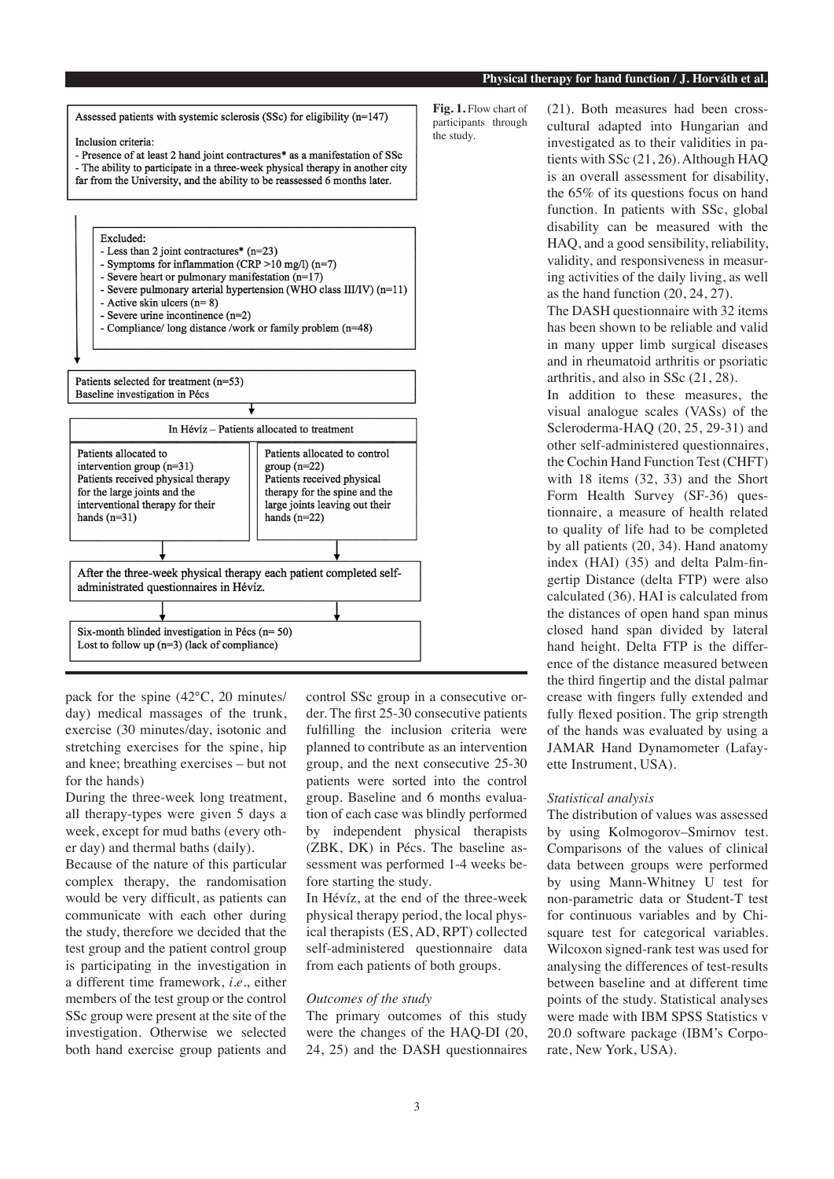Assessed patients with systemic sclerosis (SSc) for eligibility (n=147)

Inclusion criteria:
- Presence of at least 2 hand joint contractures* as a manifestation of SSc
- The ability to participate in a three-week physical therapy in another city far from the University, and the ability to be reassessed 6 months later.

Excluded:
- Less than 2 joint contractures* (n=23)
- Symptoms for inflammation (CRP >10 mg/l) (n=7)
- Severe heart or pulmonary manifestation (n=17)
- Severe pulmonary arterial hypertension (WHO class III/IV) (n=11)
- Active skin ulcers (n= 8)
- Severe urine incontinence (n=2)
- Compliance/ long distance /work or family problem (n=48)

Patients selected for treatment (n=53)
Baseline investigation in Pécs

In Hévíz – Patients allocated to treatment

Patients allocated to intervention group (n=31)
Patients received physical therapy for the large joints and the interventional therapy for their hands (n=31)

Patients allocated to control group (n=22)
Patients received physical therapy for the spine and the large joints leaving out their hands (n=22)

After the three-week physical therapy each patient completed self-administrated questionnaires in Hévíz.

Six-month blinded investigation in Pécs (n= 50)
Lost to follow up (n=3) (lack of compliance)

**Fig. 1.** Flow chart of participants through the study.

pack for the spine (42°C, 20 minutes/ day) medical massages of the trunk, exercise (30 minutes/day, isotonic and stretching exercises for the spine, hip and knee; breathing exercises – but not for the hands)

During the three-week long treatment, all therapy-types were given 5 days a week, except for mud baths (every other day) and thermal baths (daily).

Because of the nature of this particular complex therapy, the randomisation would be very difficult, as patients can communicate with each other during the study, therefore we decided that the test group and the patient control group is participating in the investigation in a different time framework, *i.e.*, either members of the test group or the control SSc group were present at the site of the investigation. Otherwise we selected both hand exercise group patients and control SSc group in a consecutive order. The first 25-30 consecutive patients fulfilling the inclusion criteria were planned to contribute as an intervention group, and the next consecutive 25-30 patients were sorted into the control group. Baseline and 6 months evaluation of each case was blindly performed by independent physical therapists (ZBK, DK) in Pécs. The baseline assessment was performed 1-4 weeks before starting the study.

In Hévíz, at the end of the three-week physical therapy period, the local physical therapists (ES, AD, RPT) collected self-administered questionnaire data from each patients of both groups.

*Outcomes of the study*

The primary outcomes of this study were the changes of the HAQ-DI (20, 24, 25) and the DASH questionnaires (21). Both measures had been cross-cultural adapted into Hungarian and investigated as to their validities in patients with SSc (21, 26). Although HAQ is an overall assessment for disability, the 65% of its questions focus on hand function. In patients with SSc, global disability can be measured with the HAQ, and a good sensibility, reliability, validity, and responsiveness in measuring activities of the daily living, as well as the hand function (20, 24, 27).

The DASH questionnaire with 32 items has been shown to be reliable and valid in many upper limb surgical diseases and in rheumatoid arthritis or psoriatic arthritis, and also in SSc (21, 28).

In addition to these measures, the visual analogue scales (VASs) of the Scleroderma-HAQ (20, 25, 29-31) and other self-administered questionnaires, the Cochin Hand Function Test (CHFT) with 18 items (32, 33) and the Short Form Health Survey (SF-36) questionnaire, a measure of health related to quality of life had to be completed by all patients (20, 34). Hand anatomy index (HAI) (35) and delta Palm-fingertip Distance (delta FTP) were also calculated (36). HAI is calculated from the distances of open hand span minus closed hand span divided by lateral hand height. Delta FTP is the difference of the distance measured between the third fingertip and the distal palmar crease with fingers fully extended and fully flexed position. The grip strength of the hands was evaluated by using a JAMAR Hand Dynamometer (Lafayette Instrument, USA).

*Statistical analysis*

The distribution of values was assessed by using Kolmogorov–Smirnov test. Comparisons of the values of clinical data between groups were performed by using Mann-Whitney U test for non-parametric data or Student-T test for continuous variables and by Chi-square test for categorical variables. Wilcoxon signed-rank test was used for analysing the differences of test-results between baseline and at different time points of the study. Statistical analyses were made with IBM SPSS Statistics v 20.0 software package (IBM's Corporate, New York, USA).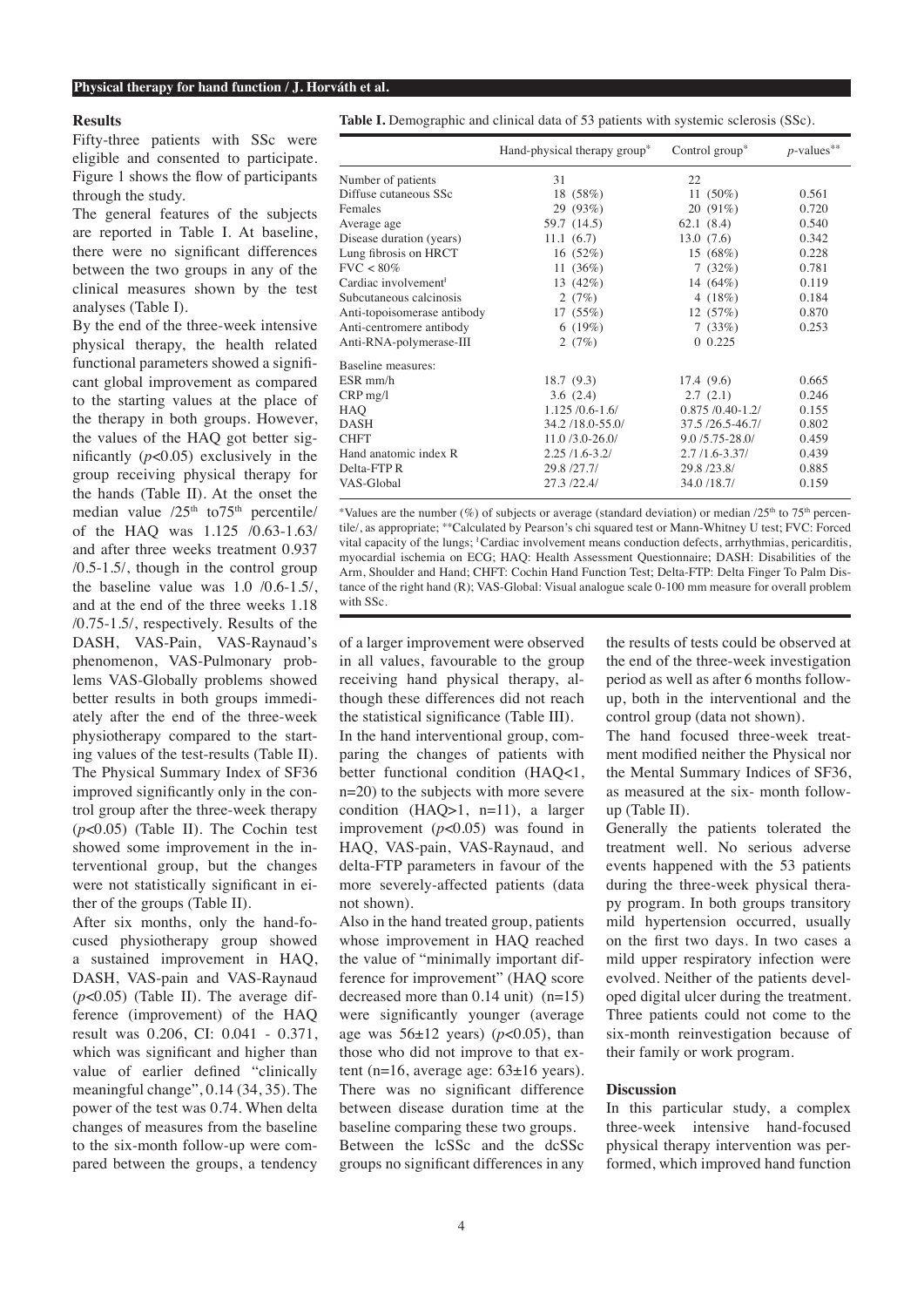## Results

Fifty-three patients with SSc were eligible and consented to participate. Figure 1 shows the flow of participants through the study.

The general features of the subjects are reported in Table I. At baseline, there were no significant differences between the two groups in any of the clinical measures shown by the test analyses (Table I).

By the end of the three-week intensive physical therapy, the health related functional parameters showed a significant global improvement as compared to the starting values at the place of the therapy in both groups. However, the values of the HAQ got better significantly ($p$<0.05) exclusively in the group receiving physical therapy for the hands (Table II). At the onset the median value /25[th] to75[th] percentile/ of the HAQ was 1.125 /0.63-1.63/ and after three weeks treatment 0.937 /0.5-1.5/, though in the control group the baseline value was 1.0 /0.6-1.5/, and at the end of the three weeks 1.18 /0.75-1.5/, respectively. Results of the DASH, VAS-Pain, VAS-Raynaud's phenomenon, VAS-Pulmonary problems VAS-Globally problems showed better results in both groups immediately after the end of the three-week physiotherapy compared to the starting values of the test-results (Table II). The Physical Summary Index of SF36 improved significantly only in the control group after the three-week therapy ($p$<0.05) (Table II). The Cochin test showed some improvement in the interventional group, but the changes were not statistically significant in either of the groups (Table II).

After six months, only the hand-focused physiotherapy group showed a sustained improvement in HAQ, DASH, VAS-pain and VAS-Raynaud ($p$<0.05) (Table II). The average difference (improvement) of the HAQ result was 0.206, CI: 0.041 - 0.371, which was significant and higher than value of earlier defined "clinically meaningful change", 0.14 (34, 35). The power of the test was 0.74. When delta changes of measures from the baseline to the six-month follow-up were compared between the groups, a tendency of a larger improvement were observed in all values, favourable to the group receiving hand physical therapy, although these differences did not reach the statistical significance (Table III).

In the hand interventional group, comparing the changes of patients with better functional condition (HAQ<1, n=20) to the subjects with more severe condition (HAQ>1, n=11), a larger improvement ($p$<0.05) was found in HAQ, VAS-pain, VAS-Raynaud, and delta-FTP parameters in favour of the more severely-affected patients (data not shown).

Also in the hand treated group, patients whose improvement in HAQ reached the value of "minimally important difference for improvement" (HAQ score decreased more than 0.14 unit) (n=15) were significantly younger (average age was 56±12 years) ($p$<0.05), than those who did not improve to that extent (n=16, average age: 63±16 years). There was no significant difference between disease duration time at the baseline comparing these two groups.

Between the lcSSc and the dcSSc groups no significant differences in any the results of tests could be observed at the end of the three-week investigation period as well as after 6 months follow-up, both in the interventional and the control group (data not shown).

The hand focused three-week treatment modified neither the Physical nor the Mental Summary Indices of SF36, as measured at the six- month follow-up (Table II).

Generally the patients tolerated the treatment well. No serious adverse events happened with the 53 patients during the three-week physical therapy program. In both groups transitory mild hypertension occurred, usually on the first two days. In two cases a mild upper respiratory infection were evolved. Neither of the patients developed digital ulcer during the treatment. Three patients could not come to the six-month reinvestigation because of their family or work program.

**Table I.** Demographic and clinical data of 53 patients with systemic sclerosis (SSc).

| | Hand-physical therapy group* | Control group* | $p$-values** |
|---|---|---|---|
| Number of patients | 31 | 22 | |
| Diffuse cutaneous SSc | 18 (58%) | 11 (50%) | 0.561 |
| Females | 29 (93%) | 20 (91%) | 0.720 |
| Average age | 59.7 (14.5) | 62.1 (8.4) | 0.540 |
| Disease duration (years) | 11.1 (6.7) | 13.0 (7.6) | 0.342 |
| Lung fibrosis on HRCT | 16 (52%) | 15 (68%) | 0.228 |
| FVC < 80% | 11 (36%) | 7 (32%) | 0.781 |
| Cardiac involvement[†] | 13 (42%) | 14 (64%) | 0.119 |
| Subcutaneous calcinosis | 2 (7%) | 4 (18%) | 0.184 |
| Anti-topoisomerase antibody | 17 (55%) | 12 (57%) | 0.870 |
| Anti-centromere antibody | 6 (19%) | 7 (33%) | 0.253 |
| Anti-RNA-polymerase-III | 2 (7%) | 0 0.225 | |
| Baseline measures: | | | |
| ESR mm/h | 18.7 (9.3) | 17.4 (9.6) | 0.665 |
| CRP mg/l | 3.6 (2.4) | 2.7 (2.1) | 0.246 |
| HAQ | 1.125 /0.6-1.6/ | 0.875 /0.40-1.2/ | 0.155 |
| DASH | 34.2 /18.0-55.0/ | 37.5 /26.5-46.7/ | 0.802 |
| CHFT | 11.0 /3.0-26.0/ | 9.0 /5.75-28.0/ | 0.459 |
| Hand anatomic index R | 2.25 /1.6-3.2/ | 2.7 /1.6-3.37/ | 0.439 |
| Delta-FTP R | 29.8 /27.7/ | 29.8 /23.8/ | 0.885 |
| VAS-Global | 27.3 /22.4/ | 34.0 /18.7/ | 0.159 |

*Values are the number (%) of subjects or average (standard deviation) or median /25[th] to 75[th] percentile/, as appropriate; **Calculated by Pearson's chi squared test or Mann-Whitney U test; FVC: Forced vital capacity of the lungs; [†]Cardiac involvement means conduction defects, arrhythmias, pericarditis, myocardial ischemia on ECG; HAQ: Health Assessment Questionnaire; DASH: Disabilities of the Arm, Shoulder and Hand; CHFT: Cochin Hand Function Test; Delta-FTP: Delta Finger To Palm Distance of the right hand (R); VAS-Global: Visual analogue scale 0-100 mm measure for overall problem with SSc.

## Discussion

In this particular study, a complex three-week intensive hand-focused physical therapy intervention was performed, which improved hand function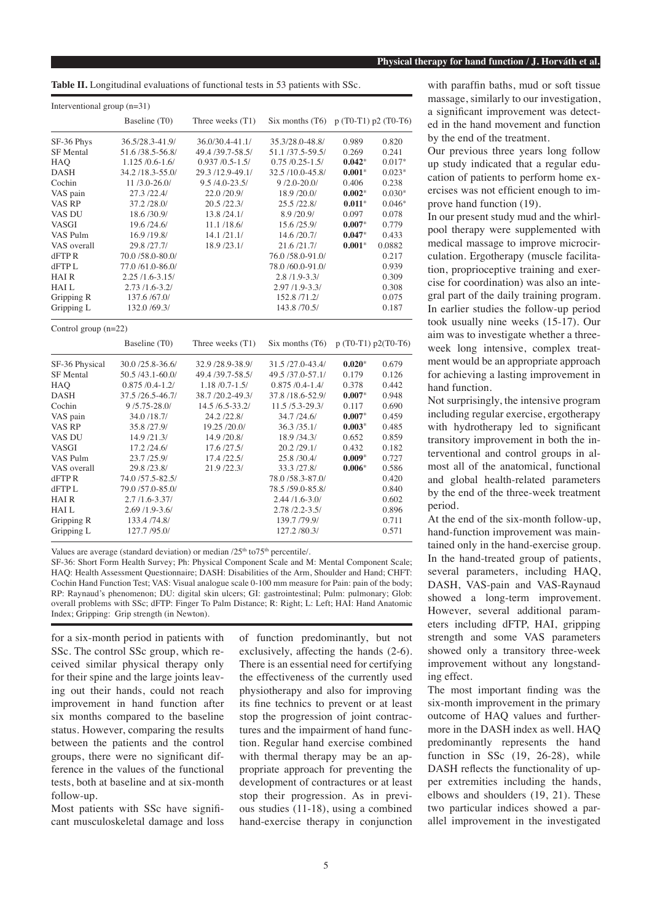**Table II.** Longitudinal evaluations of functional tests in 53 patients with SSc.

| Interventional group (n=31) | | | | | |
|---|---|---|---|---|---|
| | Baseline (T0) | Three weeks (T1) | Six months (T6) | p (T0-T1) | p2 (T0-T6) |
| SF-36 Phys | 36.5/28.3-41.9/ | 36.0/30.4-41.1/ | 35.3/28.0-48.8/ | 0.989 | 0.820 |
| SF Mental | 51.6 /38.5-56.8/ | 49.4 /39.7-58.5/ | 51.1 /37.5-59.5/ | 0.269 | 0.241 |
| HAQ | 1.125 /0.6-1.6/ | 0.937 /0.5-1.5/ | 0.75 /0.25-1.5/ | **0.042*** | 0.017* |
| DASH | 34.2 /18.3-55.0/ | 29.3 /12.9-49.1/ | 32.5 /10.0-45.8/ | **0.001*** | 0.023* |
| Cochin | 11 /3.0-26.0/ | 9.5 /4.0-23.5/ | 9 /2.0-20.0/ | 0.406 | 0.238 |
| VAS pain | 27.3 /22.4/ | 22.0 /20.9/ | 18.9 /20.0/ | **0.002*** | 0.030* |
| VAS RP | 37.2 /28.0/ | 20.5 /22.3/ | 25.5 /22.8/ | **0.011*** | 0.046* |
| VAS DU | 18.6 /30.9/ | 13.8 /24.1/ | 8.9 /20.9/ | 0.097 | 0.078 |
| VASGI | 19.6 /24.6/ | 11.1 /18.6/ | 15.6 /25.9/ | **0.007*** | 0.779 |
| VAS Pulm | 16.9 /19.8/ | 14.1 /21.1/ | 14.6 /20.7/ | **0.047*** | 0.433 |
| VAS overall | 29.8 /27.7/ | 18.9 /23.1/ | 21.6 /21.7/ | **0.001*** | 0.0882 |
| dFTP R | 70.0 /58.0-80.0/ | | 76.0 /58.0-91.0/ | | 0.217 |
| dFTP L | 77.0 /61.0-86.0/ | | 78.0 /60.0-91.0/ | | 0.939 |
| HAI R | 2.25 /1.6-3.15/ | | 2.8 /1.9-3.3/ | | 0.309 |
| HAI L | 2.73 /1.6-3.2/ | | 2.97 /1.9-3.3/ | | 0.308 |
| Gripping R | 137.6 /67.0/ | | 152.8 /71.2/ | | 0.075 |
| Gripping L | 132.0 /69.3/ | | 143.8 /70.5/ | | 0.187 |
| **Control group (n=22)** | | | | | |
| | Baseline (T0) | Three weeks (T1) | Six months (T6) | p (T0-T1) | p2(T0-T6) |
| SF-36 Physical | 30.0 /25.8-36.6/ | 32.9 /28.9-38.9/ | 31.5 /27.0-43.4/ | **0.020*** | 0.679 |
| SF Mental | 50.5 /43.1-60.0/ | 49.4 /39.7-58.5/ | 49.5 /37.0-57.1/ | 0.179 | 0.126 |
| HAQ | 0.875 /0.4-1.2/ | 1.18 /0.7-1.5/ | 0.875 /0.4-1.4/ | 0.378 | 0.442 |
| DASH | 37.5 /26.5-46.7/ | 38.7 /20.2-49.3/ | 37.8 /18.6-52.9/ | **0.007*** | 0.948 |
| Cochin | 9 /5.75-28.0/ | 14.5 /6.5-33.2/ | 11.5 /5.3-29.3/ | 0.117 | 0.690 |
| VAS pain | 34.0 /18.7/ | 24.2 /22.8/ | 34.7 /24.6/ | **0.007*** | 0.459 |
| VAS RP | 35.8 /27.9/ | 19.25 /20.0/ | 36.3 /35.1/ | **0.003*** | 0.485 |
| VAS DU | 14.9 /21.3/ | 14.9 /20.8/ | 18.9 /34.3/ | 0.652 | 0.859 |
| VASGI | 17.2 /24.6/ | 17.6 /27.5/ | 20.2 /29.1/ | 0.432 | 0.182 |
| VAS Pulm | 23.7 /25.9/ | 17.4 /22.5/ | 25.8 /30.4/ | **0.009*** | 0.727 |
| VAS overall | 29.8 /23.8/ | 21.9 /22.3/ | 33.3 /27.8/ | **0.006*** | 0.586 |
| dFTP R | 74.0 /57.5-82.5/ | | 78.0 /58.3-87.0/ | | 0.420 |
| dFTP L | 79.0 /57.0-85.0/ | | 78.5 /59.0-85.8/ | | 0.840 |
| HAI R | 2.7 /1.6-3.37/ | | 2.44 /1.6-3.0/ | | 0.602 |
| HAI L | 2.69 /1.9-3.6/ | | 2.78 /2.2-3.5/ | | 0.896 |
| Gripping R | 133.4 /74.8/ | | 139.7 /79.9/ | | 0.711 |
| Gripping L | 127.7 /95.0/ | | 127.2 /80.3/ | | 0.571 |

Values are average (standard deviation) or median /25th to75th percentile/.
SF-36: Short Form Health Survey; Ph: Physical Component Scale and M: Mental Component Scale; HAQ: Health Assessment Questionnaire; DASH: Disabilities of the Arm, Shoulder and Hand; CHFT: Cochin Hand Function Test; VAS: Visual analogue scale 0-100 mm measure for Pain: pain of the body; RP: Raynaud's phenomenon; DU: digital skin ulcers; GI: gastrointestinal; Pulm: pulmonary; Glob: overall problems with SSc; dFTP: Finger To Palm Distance; R: Right; L: Left; HAI: Hand Anatomic Index; Gripping: Grip strength (in Newton).

for a six-month period in patients with SSc. The control SSc group, which received similar physical therapy only for their spine and the large joints leaving out their hands, could not reach improvement in hand function after six months compared to the baseline status. However, comparing the results between the patients and the control groups, there were no significant difference in the values of the functional tests, both at baseline and at six-month follow-up.

Most patients with SSc have significant musculoskeletal damage and loss of function predominantly, but not exclusively, affecting the hands (2-6). There is an essential need for certifying the effectiveness of the currently used physiotherapy and also for improving its fine technics to prevent or at least stop the progression of joint contractures and the impairment of hand function. Regular hand exercise combined with thermal therapy may be an appropriate approach for preventing the development of contractures or at least stop their progression. As in previous studies (11-18), using a combined hand-exercise therapy in conjunction with paraffin baths, mud or soft tissue massage, similarly to our investigation, a significant improvement was detected in the hand movement and function by the end of the treatment.

Our previous three years long follow up study indicated that a regular education of patients to perform home exercises was not efficient enough to improve hand function (19).

In our present study mud and the whirlpool therapy were supplemented with medical massage to improve microcirculation. Ergotherapy (muscle facilitation, proprioceptive training and exercise for coordination) was also an integral part of the daily training program. In earlier studies the follow-up period took usually nine weeks (15-17). Our aim was to investigate whether a three-week long intensive, complex treatment would be an appropriate approach for achieving a lasting improvement in hand function.

Not surprisingly, the intensive program including regular exercise, ergotherapy with hydrotherapy led to significant transitory improvement in both the interventional and control groups in almost all of the anatomical, functional and global health-related parameters by the end of the three-week treatment period.

At the end of the six-month follow-up, hand-function improvement was maintained only in the hand-exercise group. In the hand-treated group of patients, several parameters, including HAQ, DASH, VAS-pain and VAS-Raynaud showed a long-term improvement. However, several additional parameters including dFTP, HAI, gripping strength and some VAS parameters showed only a transitory three-week improvement without any longstanding effect.

The most important finding was the six-month improvement in the primary outcome of HAQ values and furthermore in the DASH index as well. HAQ predominantly represents the hand function in SSc (19, 26-28), while DASH reflects the functionality of upper extremities including the hands, elbows and shoulders (19, 21). These two particular indices showed a parallel improvement in the investigated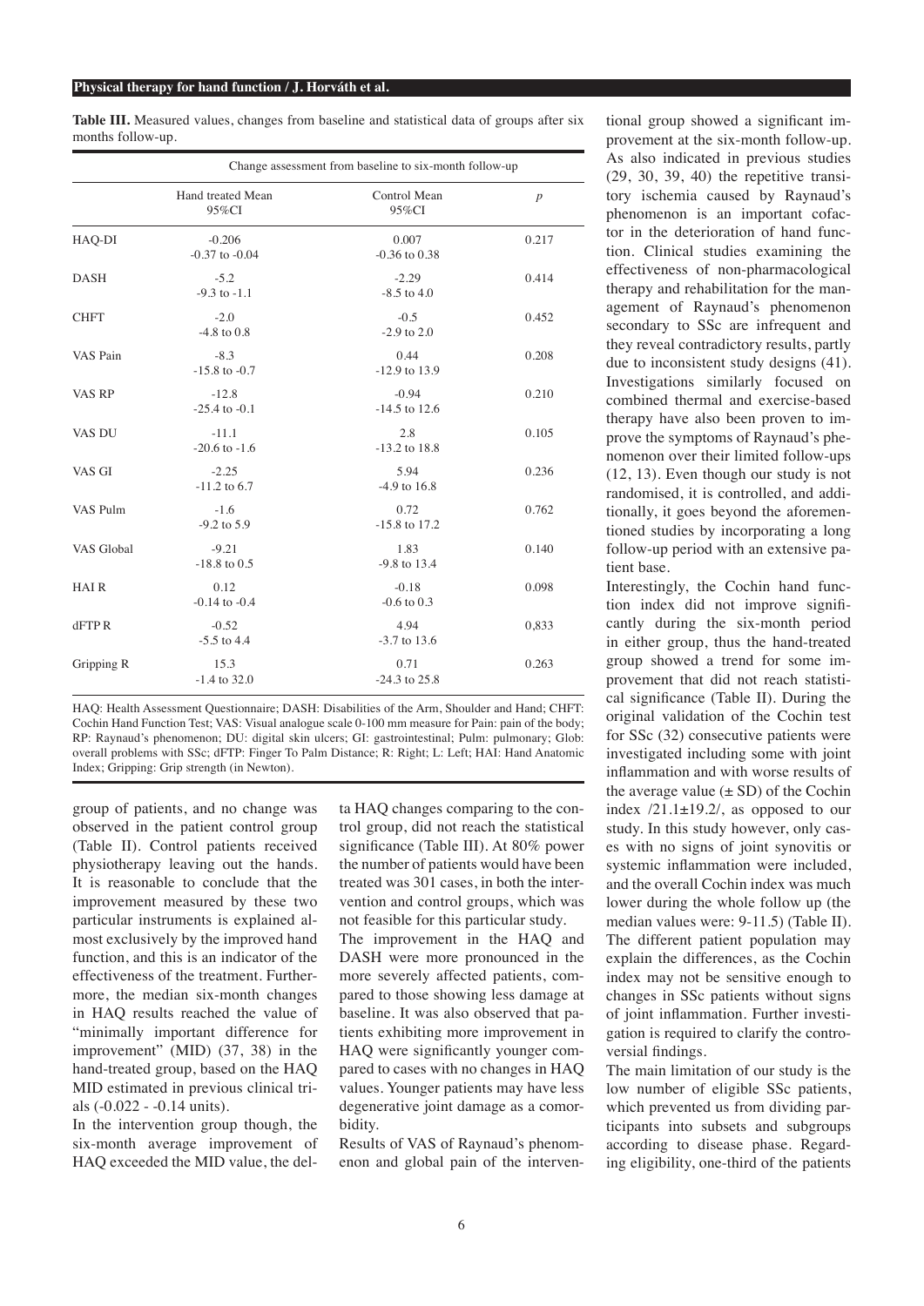**Table III.** Measured values, changes from baseline and statistical data of groups after six months follow-up.

| | Change assessment from baseline to six-month follow-up | | |
|---|---|---|---|
| | Hand treated Mean 95%CI | Control Mean 95%CI | *p* |
| HAQ-DI | -0.206<br>-0.37 to -0.04 | 0.007<br>-0.36 to 0.38 | 0.217 |
| DASH | -5.2<br>-9.3 to -1.1 | -2.29<br>-8.5 to 4.0 | 0.414 |
| CHFT | -2.0<br>-4.8 to 0.8 | -0.5<br>-2.9 to 2.0 | 0.452 |
| VAS Pain | -8.3<br>-15.8 to -0.7 | 0.44<br>-12.9 to 13.9 | 0.208 |
| VAS RP | -12.8<br>-25.4 to -0.1 | -0.94<br>-14.5 to 12.6 | 0.210 |
| VAS DU | -11.1<br>-20.6 to -1.6 | 2.8<br>-13.2 to 18.8 | 0.105 |
| VAS GI | -2.25<br>-11.2 to 6.7 | 5.94<br>-4.9 to 16.8 | 0.236 |
| VAS Pulm | -1.6<br>-9.2 to 5.9 | 0.72<br>-15.8 to 17.2 | 0.762 |
| VAS Global | -9.21<br>-18.8 to 0.5 | 1.83<br>-9.8 to 13.4 | 0.140 |
| HAI R | 0.12<br>-0.14 to -0.4 | -0.18<br>-0.6 to 0.3 | 0.098 |
| dFTP R | -0.52<br>-5.5 to 4.4 | 4.94<br>-3.7 to 13.6 | 0,833 |
| Gripping R | 15.3<br>-1.4 to 32.0 | 0.71<br>-24.3 to 25.8 | 0.263 |

HAQ: Health Assessment Questionnaire; DASH: Disabilities of the Arm, Shoulder and Hand; CHFT: Cochin Hand Function Test; VAS: Visual analogue scale 0-100 mm measure for Pain: pain of the body; RP: Raynaud's phenomenon; DU: digital skin ulcers; GI: gastrointestinal; Pulm: pulmonary; Glob: overall problems with SSc; dFTP: Finger To Palm Distance; R: Right; L: Left; HAI: Hand Anatomic Index; Gripping: Grip strength (in Newton).

group of patients, and no change was observed in the patient control group (Table II). Control patients received physiotherapy leaving out the hands. It is reasonable to conclude that the improvement measured by these two particular instruments is explained almost exclusively by the improved hand function, and this is an indicator of the effectiveness of the treatment. Furthermore, the median six-month changes in HAQ results reached the value of "minimally important difference for improvement" (MID) (37, 38) in the hand-treated group, based on the HAQ MID estimated in previous clinical trials (-0.022 - -0.14 units).

In the intervention group though, the six-month average improvement of HAQ exceeded the MID value, the delta HAQ changes comparing to the control group, did not reach the statistical significance (Table III). At 80% power the number of patients would have been treated was 301 cases, in both the intervention and control groups, which was not feasible for this particular study.

The improvement in the HAQ and DASH were more pronounced in the more severely affected patients, compared to those showing less damage at baseline. It was also observed that patients exhibiting more improvement in HAQ were significantly younger compared to cases with no changes in HAQ values. Younger patients may have less degenerative joint damage as a comorbidity.

Results of VAS of Raynaud's phenomenon and global pain of the interventional group showed a significant improvement at the six-month follow-up. As also indicated in previous studies (29, 30, 39, 40) the repetitive transitory ischemia caused by Raynaud's phenomenon is an important cofactor in the deterioration of hand function. Clinical studies examining the effectiveness of non-pharmacological therapy and rehabilitation for the management of Raynaud's phenomenon secondary to SSc are infrequent and they reveal contradictory results, partly due to inconsistent study designs (41). Investigations similarly focused on combined thermal and exercise-based therapy have also been proven to improve the symptoms of Raynaud's phenomenon over their limited follow-ups (12, 13). Even though our study is not randomised, it is controlled, and additionally, it goes beyond the aforementioned studies by incorporating a long follow-up period with an extensive patient base.

Interestingly, the Cochin hand function index did not improve significantly during the six-month period in either group, thus the hand-treated group showed a trend for some improvement that did not reach statistical significance (Table II). During the original validation of the Cochin test for SSc (32) consecutive patients were investigated including some with joint inflammation and with worse results of the average value (± SD) of the Cochin index /21.1±19.2/, as opposed to our study. In this study however, only cases with no signs of joint synovitis or systemic inflammation were included, and the overall Cochin index was much lower during the whole follow up (the median values were: 9-11.5) (Table II). The different patient population may explain the differences, as the Cochin index may not be sensitive enough to changes in SSc patients without signs of joint inflammation. Further investigation is required to clarify the controversial findings.

The main limitation of our study is the low number of eligible SSc patients, which prevented us from dividing participants into subsets and subgroups according to disease phase. Regarding eligibility, one-third of the patients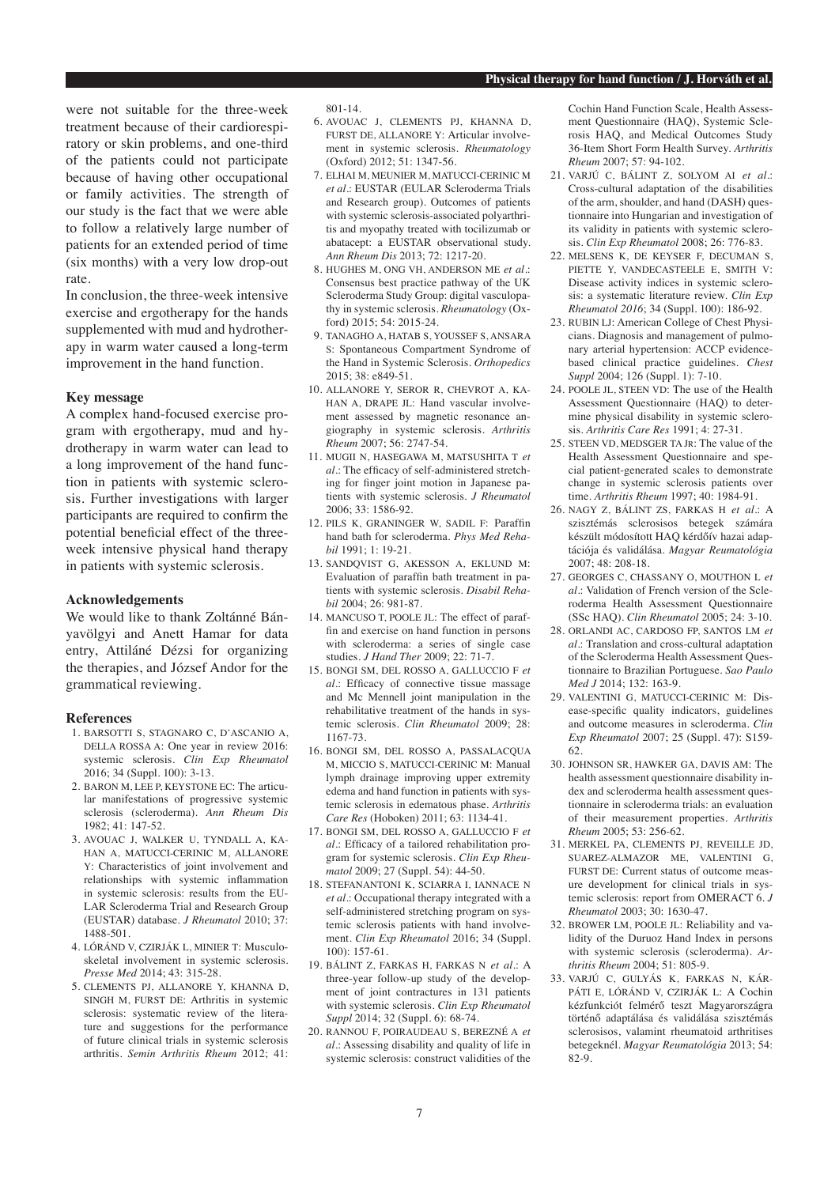were not suitable for the three-week treatment because of their cardiorespiratory or skin problems, and one-third of the patients could not participate because of having other occupational or family activities. The strength of our study is the fact that we were able to follow a relatively large number of patients for an extended period of time (six months) with a very low drop-out rate.

In conclusion, the three-week intensive exercise and ergotherapy for the hands supplemented with mud and hydrotherapy in warm water caused a long-term improvement in the hand function.

### Key message

A complex hand-focused exercise program with ergotherapy, mud and hydrotherapy in warm water can lead to a long improvement of the hand function in patients with systemic sclerosis. Further investigations with larger participants are required to confirm the potential beneficial effect of the three-week intensive physical hand therapy in patients with systemic sclerosis.

### Acknowledgements

We would like to thank Zoltánné Bányavölgyi and Anett Hamar for data entry, Attiláné Dézsi for organizing the therapies, and József Andor for the grammatical reviewing.

### References

1. BARSOTTI S, STAGNARO C, D'ASCANIO A, DELLA ROSSA A: One year in review 2016: systemic sclerosis. *Clin Exp Rheumatol* 2016; 34 (Suppl. 100): 3-13.
2. BARON M, LEE P, KEYSTONE EC: The articular manifestations of progressive systemic sclerosis (scleroderma). *Ann Rheum Dis* 1982; 41: 147-52.
3. AVOUAC J, WALKER U, TYNDALL A, KAHAN A, MATUCCI-CERINIC M, ALLANORE Y: Characteristics of joint involvement and relationships with systemic inflammation in systemic sclerosis: results from the EULAR Scleroderma Trial and Research Group (EUSTAR) database. *J Rheumatol* 2010; 37: 1488-501.
4. LÓRÁND V, CZIRJÁK L, MINIER T: Musculoskeletal involvement in systemic sclerosis. *Presse Med* 2014; 43: 315-28.
5. CLEMENTS PJ, ALLANORE Y, KHANNA D, SINGH M, FURST DE: Arthritis in systemic sclerosis: systematic review of the literature and suggestions for the performance of future clinical trials in systemic sclerosis arthritis. *Semin Arthritis Rheum* 2012; 41: 801-14.
6. AVOUAC J, CLEMENTS PJ, KHANNA D, FURST DE, ALLANORE Y: Articular involvement in systemic sclerosis. *Rheumatology* (Oxford) 2012; 51: 1347-56.
7. ELHAI M, MEUNIER M, MATUCCI-CERINIC M *et al.*: EUSTAR (EULAR Scleroderma Trials and Research group). Outcomes of patients with systemic sclerosis-associated polyarthritis and myopathy treated with tocilizumab or abatacept: a EUSTAR observational study. *Ann Rheum Dis* 2013; 72: 1217-20.
8. HUGHES M, ONG VH, ANDERSON ME *et al.*: Consensus best practice pathway of the UK Scleroderma Study Group: digital vasculopathy in systemic sclerosis. *Rheumatology* (Oxford) 2015; 54: 2015-24.
9. TANAGHO A, HATAB S, YOUSSEF S, ANSARA S: Spontaneous Compartment Syndrome of the Hand in Systemic Sclerosis. *Orthopedics* 2015; 38: e849-51.
10. ALLANORE Y, SEROR R, CHEVROT A, KAHAN A, DRAPE JL: Hand vascular involvement assessed by magnetic resonance angiography in systemic sclerosis. *Arthritis Rheum* 2007; 56: 2747-54.
11. MUGII N, HASEGAWA M, MATSUSHITA T *et al.*: The efficacy of self-administered stretching for finger joint motion in Japanese patients with systemic sclerosis. *J Rheumatol* 2006; 33: 1586-92.
12. PILS K, GRANINGER W, SADIL F: Paraffin hand bath for scleroderma. *Phys Med Rehabil* 1991; 1: 19-21.
13. SANDQVIST G, AKESSON A, EKLUND M: Evaluation of paraffin bath treatment in patients with systemic sclerosis. *Disabil Rehabil* 2004; 26: 981-87.
14. MANCUSO T, POOLE JL: The effect of paraffin and exercise on hand function in persons with scleroderma: a series of single case studies. *J Hand Ther* 2009; 22: 71-7.
15. BONGI SM, DEL ROSSO A, GALLUCCIO F *et al.*: Efficacy of connective tissue massage and Mc Mennell joint manipulation in the rehabilitative treatment of the hands in systemic sclerosis. *Clin Rheumatol* 2009; 28: 1167-73.
16. BONGI SM, DEL ROSSO A, PASSALACQUA M, MICCIO S, MATUCCI-CERINIC M: Manual lymph drainage improving upper extremity edema and hand function in patients with systemic sclerosis in edematous phase. *Arthritis Care Res* (Hoboken) 2011; 63: 1134-41.
17. BONGI SM, DEL ROSSO A, GALLUCCIO F *et al.*: Efficacy of a tailored rehabilitation program for systemic sclerosis. *Clin Exp Rheumatol* 2009; 27 (Suppl. 54): 44-50.
18. STEFANANTONI K, SCIARRA I, IANNACE N *et al.*: Occupational therapy integrated with a self-administered stretching program on systemic sclerosis patients with hand involvement. *Clin Exp Rheumatol* 2016; 34 (Suppl. 100): 157-61.
19. BÁLINT Z, FARKAS H, FARKAS N *et al.*: A three-year follow-up study of the development of joint contractures in 131 patients with systemic sclerosis. *Clin Exp Rheumatol Suppl* 2014; 32 (Suppl. 6): 68-74.
20. RANNOU F, POIRAUDEAU S, BEREZNÉ A *et al.*: Assessing disability and quality of life in systemic sclerosis: construct validities of the Cochin Hand Function Scale, Health Assessment Questionnaire (HAQ), Systemic Sclerosis HAQ, and Medical Outcomes Study 36-Item Short Form Health Survey. *Arthritis Rheum* 2007; 57: 94-102.
21. VARJÚ C, BÁLINT Z, SOLYOM AI *et al.*: Cross-cultural adaptation of the disabilities of the arm, shoulder, and hand (DASH) questionnaire into Hungarian and investigation of its validity in patients with systemic sclerosis. *Clin Exp Rheumatol* 2008; 26: 776-83.
22. MELSENS K, DE KEYSER F, DECUMAN S, PIETTE Y, VANDECASTEELE E, SMITH V: Disease activity indices in systemic sclerosis: a systematic literature review. *Clin Exp Rheumatol 2016*; 34 (Suppl. 100): 186-92.
23. RUBIN LJ: American College of Chest Physicians. Diagnosis and management of pulmonary arterial hypertension: ACCP evidence-based clinical practice guidelines. *Chest Suppl* 2004; 126 (Suppl. 1): 7-10.
24. POOLE JL, STEEN VD: The use of the Health Assessment Questionnaire (HAQ) to determine physical disability in systemic sclerosis. *Arthritis Care Res* 1991; 4: 27-31.
25. STEEN VD, MEDSGER TA JR: The value of the Health Assessment Questionnaire and special patient-generated scales to demonstrate change in systemic sclerosis patients over time. *Arthritis Rheum* 1997; 40: 1984-91.
26. NAGY Z, BÁLINT ZS, FARKAS H *et al.*: A szisztémás sclerosisos betegek számára készült módosított HAQ kérdőív hazai adaptációja és validálása. *Magyar Reumatológia* 2007; 48: 208-18.
27. GEORGES C, CHASSANY O, MOUTHON L *et al.*: Validation of French version of the Scleroderma Health Assessment Questionnaire (SSc HAQ). *Clin Rheumatol* 2005; 24: 3-10.
28. ORLANDI AC, CARDOSO FP, SANTOS LM *et al.*: Translation and cross-cultural adaptation of the Scleroderma Health Assessment Questionnaire to Brazilian Portuguese. *Sao Paulo Med J* 2014; 132: 163-9.
29. VALENTINI G, MATUCCI-CERINIC M: Disease-specific quality indicators, guidelines and outcome measures in scleroderma. *Clin Exp Rheumatol* 2007; 25 (Suppl. 47): S159-62.
30. JOHNSON SR, HAWKER GA, DAVIS AM: The health assessment questionnaire disability index and scleroderma health assessment questionnaire in scleroderma trials: an evaluation of their measurement properties. *Arthritis Rheum* 2005; 53: 256-62.
31. MERKEL PA, CLEMENTS PJ, REVEILLE JD, SUAREZ-ALMAZOR ME, VALENTINI G, FURST DE: Current status of outcome measure development for clinical trials in systemic sclerosis: report from OMERACT 6. *J Rheumatol* 2003; 30: 1630-47.
32. BROWER LM, POOLE JL: Reliability and validity of the Duruoz Hand Index in persons with systemic sclerosis (scleroderma). *Arthritis Rheum* 2004; 51: 805-9.
33. VARJÚ C, GULYÁS K, FARKAS N, KÁRPÁTI E, LÓRÁND V, CZIRJÁK L: A Cochin kézfunkciót felmérő teszt Magyarországra történő adaptálása és validálása szisztémás sclerosisos, valamint rheumatoid arthritises betegeknél. *Magyar Reumatológia* 2013; 54: 82-9.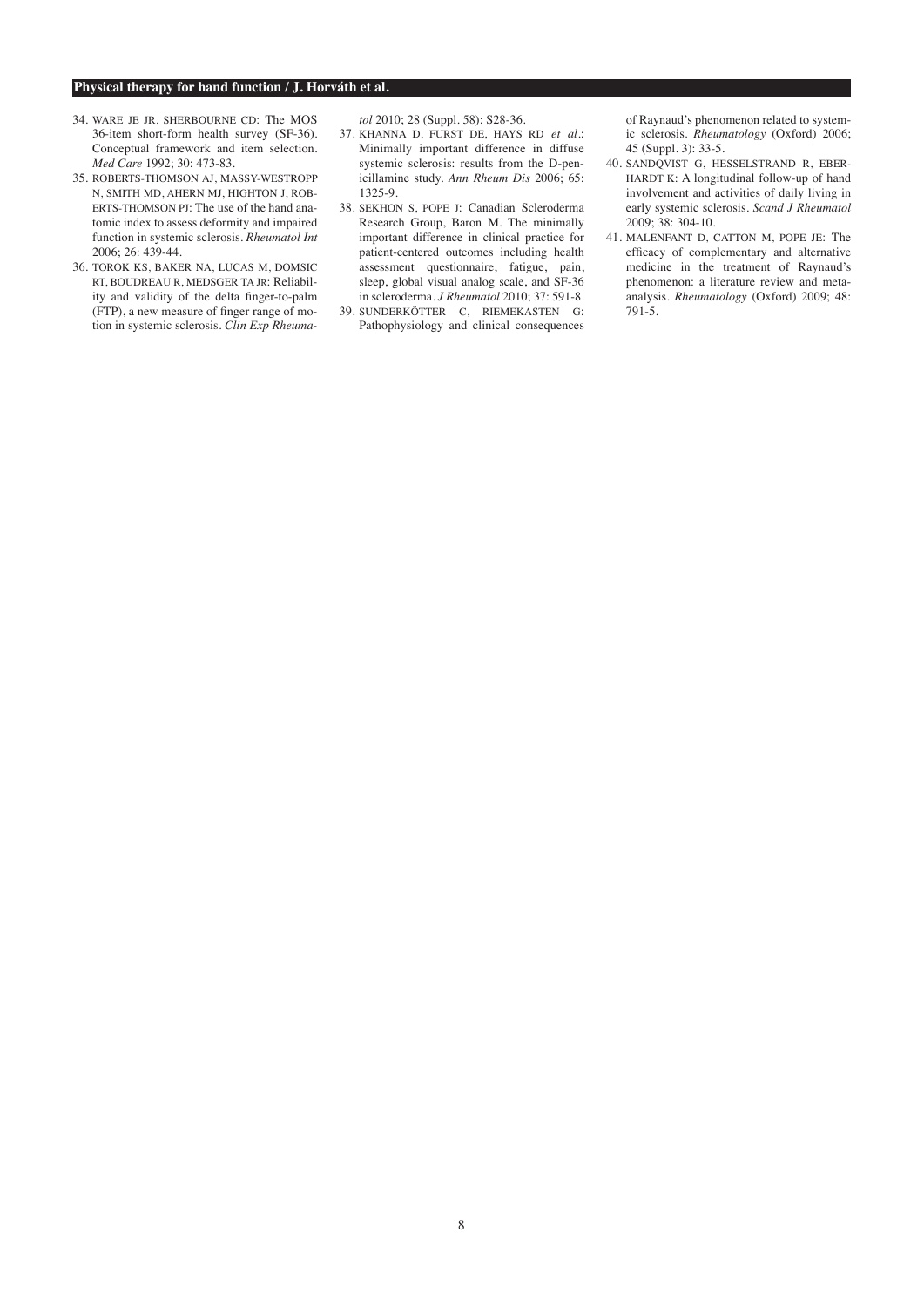34. WARE JE JR, SHERBOURNE CD: The MOS 36-item short-form health survey (SF-36). Conceptual framework and item selection. *Med Care* 1992; 30: 473-83.
35. ROBERTS-THOMSON AJ, MASSY-WESTROPP N, SMITH MD, AHERN MJ, HIGHTON J, ROBERTS-THOMSON PJ: The use of the hand anatomic index to assess deformity and impaired function in systemic sclerosis. *Rheumatol Int* 2006; 26: 439-44.
36. TOROK KS, BAKER NA, LUCAS M, DOMSIC RT, BOUDREAU R, MEDSGER TA JR: Reliability and validity of the delta finger-to-palm (FTP), a new measure of finger range of motion in systemic sclerosis. *Clin Exp Rheumatol* 2010; 28 (Suppl. 58): S28-36.
37. KHANNA D, FURST DE, HAYS RD *et al.*: Minimally important difference in diffuse systemic sclerosis: results from the D-penicillamine study. *Ann Rheum Dis* 2006; 65: 1325-9.
38. SEKHON S, POPE J: Canadian Scleroderma Research Group, Baron M. The minimally important difference in clinical practice for patient-centered outcomes including health assessment questionnaire, fatigue, pain, sleep, global visual analog scale, and SF-36 in scleroderma. *J Rheumatol* 2010; 37: 591-8.
39. SUNDERKÖTTER C, RIEMEKASTEN G: Pathophysiology and clinical consequences of Raynaud's phenomenon related to systemic sclerosis. *Rheumatology* (Oxford) 2006; 45 (Suppl. 3): 33-5.
40. SANDQVIST G, HESSELSTRAND R, EBERHARDT K: A longitudinal follow-up of hand involvement and activities of daily living in early systemic sclerosis. *Scand J Rheumatol* 2009; 38: 304-10.
41. MALENFANT D, CATTON M, POPE JE: The efficacy of complementary and alternative medicine in the treatment of Raynaud's phenomenon: a literature review and meta-analysis. *Rheumatology* (Oxford) 2009; 48: 791-5.